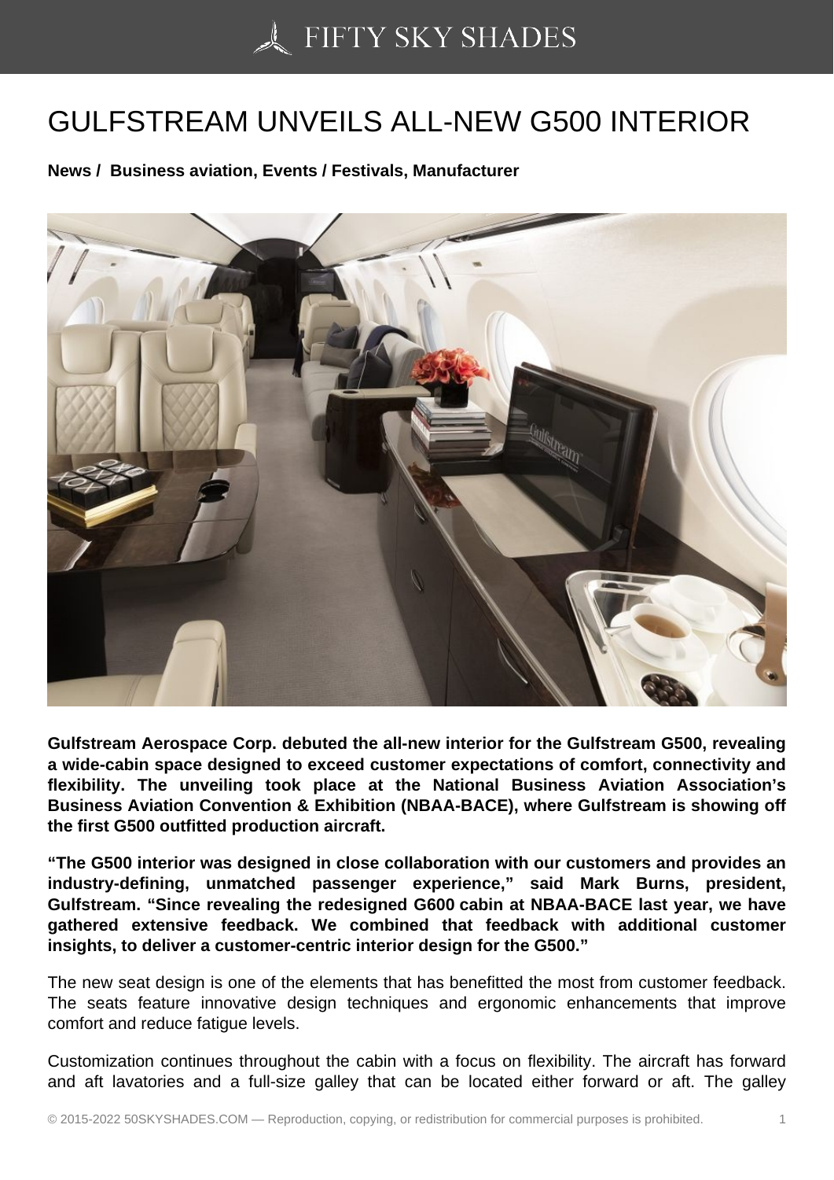# GULFSTREAM UNVEILS ALL-NEW G500 INTERIOR

**News / Business aviation, Events / Festivals, Manufacturer**

**Gulfstream Aerospace Corp. debuted the all-new interior for the Gulfstream G500, revealing a wide-cabin space designed to exceed customer expectations of comfort, connectivity and flexibility. The unveiling took place at the National Business Aviation Association's Business Aviation Convention & Exhibition (NBAA-BACE), where Gulfstream is showing off the first G500 outfitted production aircraft.**

**"The G500 interior was designed in close collaboration with our customers and provides an industry-defining, unmatched passenger experience," said Mark Burns, president, Gulfstream. "Since revealing the redesigned G600 cabin at NBAA-BACE last year, we have gathered extensive feedback. We combined that feedback with additional customer insights, to deliver a customer-centric interior design for the G500."**

The new seat design is one of the elements that has benefitted the most from customer feedback. The seats feature innovative design techniques and ergonomic enhancements that improve comfort and reduce fatigue levels.

Customization continues throughout the cabin with a focus on flexibility. The aircraft has forward and aft lavatories and a full-size galley that can be located either forward or aft. The galley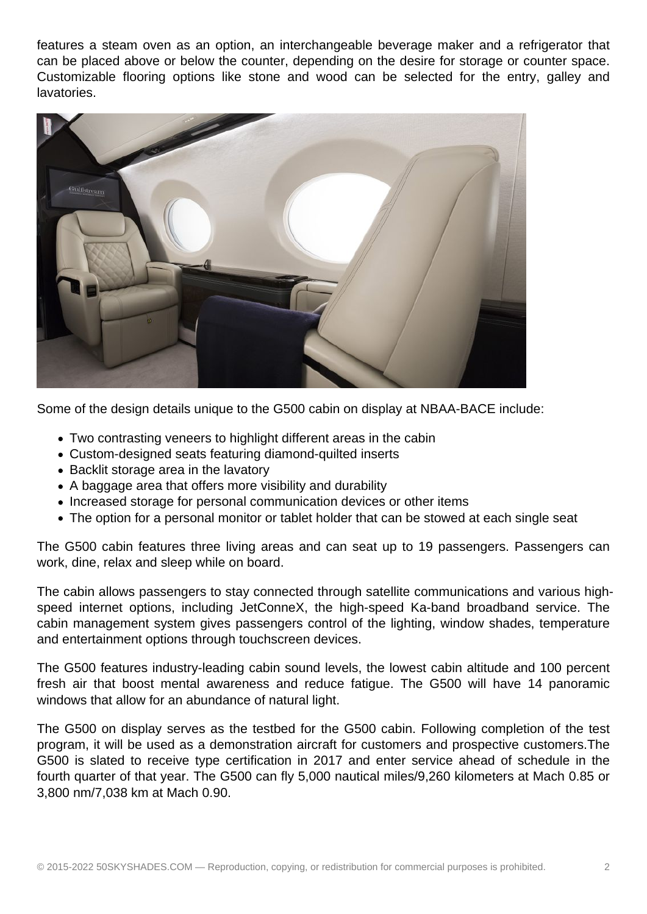features a steam oven as an option, an interchangeable beverage maker and a refrigerator that can be placed above or below the counter, depending on the desire for storage or counter space. Customizable flooring options like stone and wood can be selected for the entry, galley and lavatories.

Some of the design details unique to the G500 cabin on display at NBAA-BACE include:

- Two contrasting veneers to highlight different areas in the cabin
- Custom-designed seats featuring diamond-quilted inserts
- Backlit storage area in the lavatory
- A baggage area that offers more visibility and durability
- Increased storage for personal communication devices or other items
- The option for a personal monitor or tablet holder that can be stowed at each single seat

The G500 cabin features three living areas and can seat up to 19 passengers. Passengers can work, dine, relax and sleep while on board.

The cabin allows passengers to stay connected through satellite communications and various high-speed internet options, including JetConneX, the high-speed Ka-band broadband service. The cabin management system gives passengers control of the lighting, window shades, temperature and entertainment options through touchscreen devices.

The G500 features industry-leading cabin sound levels, the lowest cabin altitude and 100 percent fresh air that boost mental awareness and reduce fatigue. The G500 will have 14 panoramic windows that allow for an abundance of natural light.

The G500 on display serves as the testbed for the G500 cabin. Following completion of the test program, it will be used as a demonstration aircraft for customers and prospective customers.The G500 is slated to receive type certification in 2017 and enter service ahead of schedule in the fourth quarter of that year. The G500 can fly 5,000 nautical miles/9,260 kilometers at Mach 0.85 or 3,800 nm/7,038 km at Mach 0.90.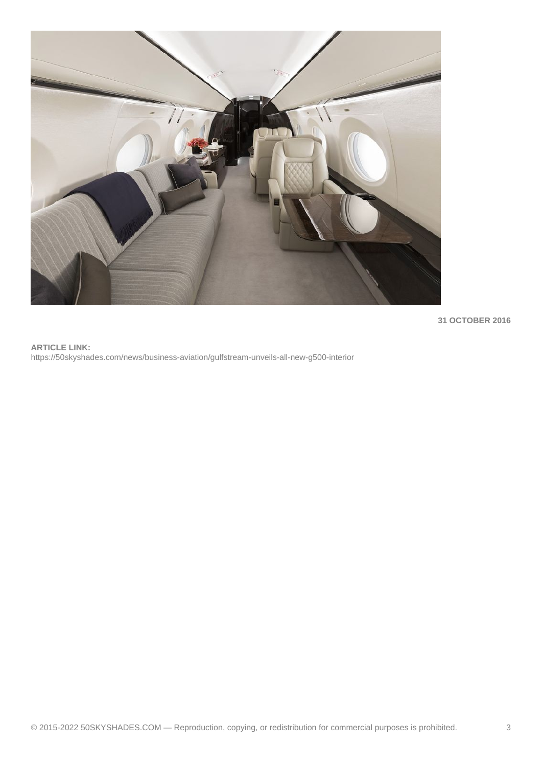**31 OCTOBER 2016**

**ARTICLE LINK:**
https://50skyshades.com/news/business-aviation/gulfstream-unveils-all-new-g500-interior

© 2015-2022 50SKYSHADES.COM — Reproduction, copying, or redistribution for commercial purposes is prohibited.